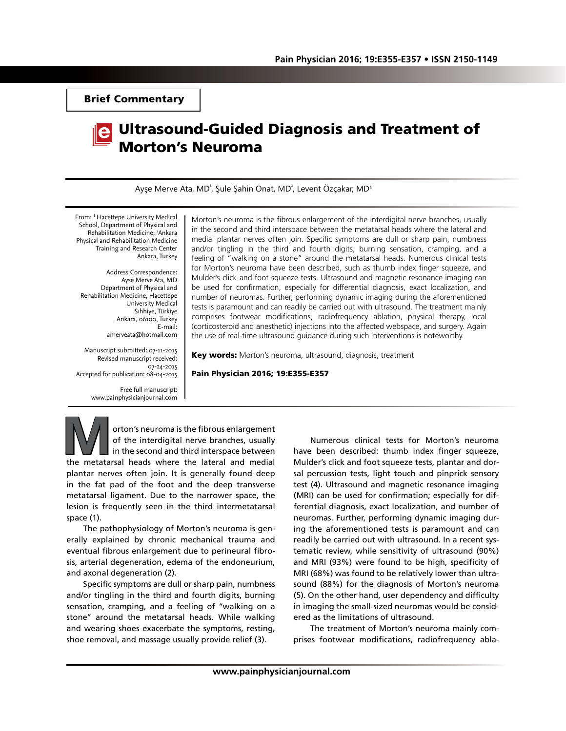**Brief Commentary**

# Ultrasound-Guided Diagnosis and Treatment of Morton's Neuroma

Ayşe Merve Ata, MD[1], Şule Şahin Onat, MD[2], Levent Özçakar, MD[1]

From: [1] Hacettepe University Medical School, Department of Physical and Rehabilitation Medicine; [2] Ankara Physical and Rehabilitation Medicine Training and Research Center Ankara, Turkey

Address Correspondence:
Ayse Merve Ata, MD
Department of Physical and Rehabilitation Medicine, Hacettepe University Medical
Sıhhiye, Türkiye
Ankara, 06100, Turkey
E-mail: amerveata@hotmail.com

Manuscript submitted: 07-11-2015
Revised manuscript received: 07-24-2015
Accepted for publication: 08-04-2015

Free full manuscript: www.painphysicianjournal.com

Morton's neuroma is the fibrous enlargement of the interdigital nerve branches, usually in the second and third interspace between the metatarsal heads where the lateral and medial plantar nerves often join. Specific symptoms are dull or sharp pain, numbness and/or tingling in the third and fourth digits, burning sensation, cramping, and a feeling of "walking on a stone" around the metatarsal heads. Numerous clinical tests for Morton's neuroma have been described, such as thumb index finger squeeze, and Mulder's click and foot squeeze tests. Ultrasound and magnetic resonance imaging can be used for confirmation, especially for differential diagnosis, exact localization, and number of neuromas. Further, performing dynamic imaging during the aforementioned tests is paramount and can readily be carried out with ultrasound. The treatment mainly comprises footwear modifications, radiofrequency ablation, physical therapy, local (corticosteroid and anesthetic) injections into the affected webspace, and surgery. Again the use of real-time ultrasound guidance during such interventions is noteworthy.

**Key words:** Morton's neuroma, ultrasound, diagnosis, treatment

**Pain Physician 2016; 19:E355-E357**

Morton's neuroma is the fibrous enlargement of the interdigital nerve branches, usually in the second and third interspace between the metatarsal heads where the lateral and medial plantar nerves often join. It is generally found deep in the fat pad of the foot and the deep transverse metatarsal ligament. Due to the narrower space, the lesion is frequently seen in the third intermetatarsal space (1).

The pathophysiology of Morton's neuroma is generally explained by chronic mechanical trauma and eventual fibrous enlargement due to perineural fibrosis, arterial degeneration, edema of the endoneurium, and axonal degeneration (2).

Specific symptoms are dull or sharp pain, numbness and/or tingling in the third and fourth digits, burning sensation, cramping, and a feeling of "walking on a stone" around the metatarsal heads. While walking and wearing shoes exacerbate the symptoms, resting, shoe removal, and massage usually provide relief (3).

Numerous clinical tests for Morton's neuroma have been described: thumb index finger squeeze, Mulder's click and foot squeeze tests, plantar and dorsal percussion tests, light touch and pinprick sensory test (4). Ultrasound and magnetic resonance imaging (MRI) can be used for confirmation; especially for differential diagnosis, exact localization, and number of neuromas. Further, performing dynamic imaging during the aforementioned tests is paramount and can readily be carried out with ultrasound. In a recent systematic review, while sensitivity of ultrasound (90%) and MRI (93%) were found to be high, specificity of MRI (68%) was found to be relatively lower than ultrasound (88%) for the diagnosis of Morton's neuroma (5). On the other hand, user dependency and difficulty in imaging the small-sized neuromas would be considered as the limitations of ultrasound.

The treatment of Morton's neuroma mainly comprises footwear modifications, radiofrequency abla-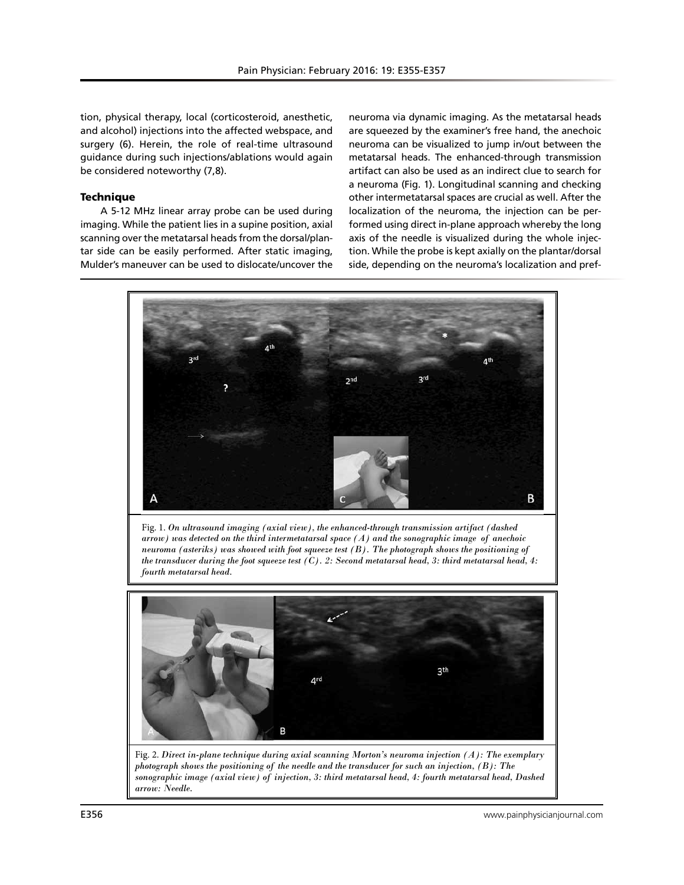tion, physical therapy, local (corticosteroid, anesthetic, and alcohol) injections into the affected webspace, and surgery (6). Herein, the role of real-time ultrasound guidance during such injections/ablations would again be considered noteworthy (7,8).

## Technique

A 5-12 MHz linear array probe can be used during imaging. While the patient lies in a supine position, axial scanning over the metatarsal heads from the dorsal/plantar side can be easily performed. After static imaging, Mulder's maneuver can be used to dislocate/uncover the neuroma via dynamic imaging. As the metatarsal heads are squeezed by the examiner's free hand, the anechoic neuroma can be visualized to jump in/out between the metatarsal heads. The enhanced-through transmission artifact can also be used as an indirect clue to search for a neuroma (Fig. 1). Longitudinal scanning and checking other intermetatarsal spaces are crucial as well. After the localization of the neuroma, the injection can be performed using direct in-plane approach whereby the long axis of the needle is visualized during the whole injection. While the probe is kept axially on the plantar/dorsal side, depending on the neuroma's localization and pref-

Fig. 1. *On ultrasound imaging (axial view), the enhanced-through transmission artifact (dashed arrow) was detected on the third intermetatarsal space (A) and the sonographic image of anechoic neuroma (asteriks) was showed with foot squeeze test (B). The photograph shows the positioning of the transducer during the foot squeeze test (C). 2: Second metatarsal head, 3: third metatarsal head, 4: fourth metatarsal head.*

Fig. 2. *Direct in-plane technique during axial scanning Morton's neuroma injection (A): The exemplary photograph shows the positioning of the needle and the transducer for such an injection, (B): The sonographic image (axial view) of injection, 3: third metatarsal head, 4: fourth metatarsal head, Dashed arrow: Needle.*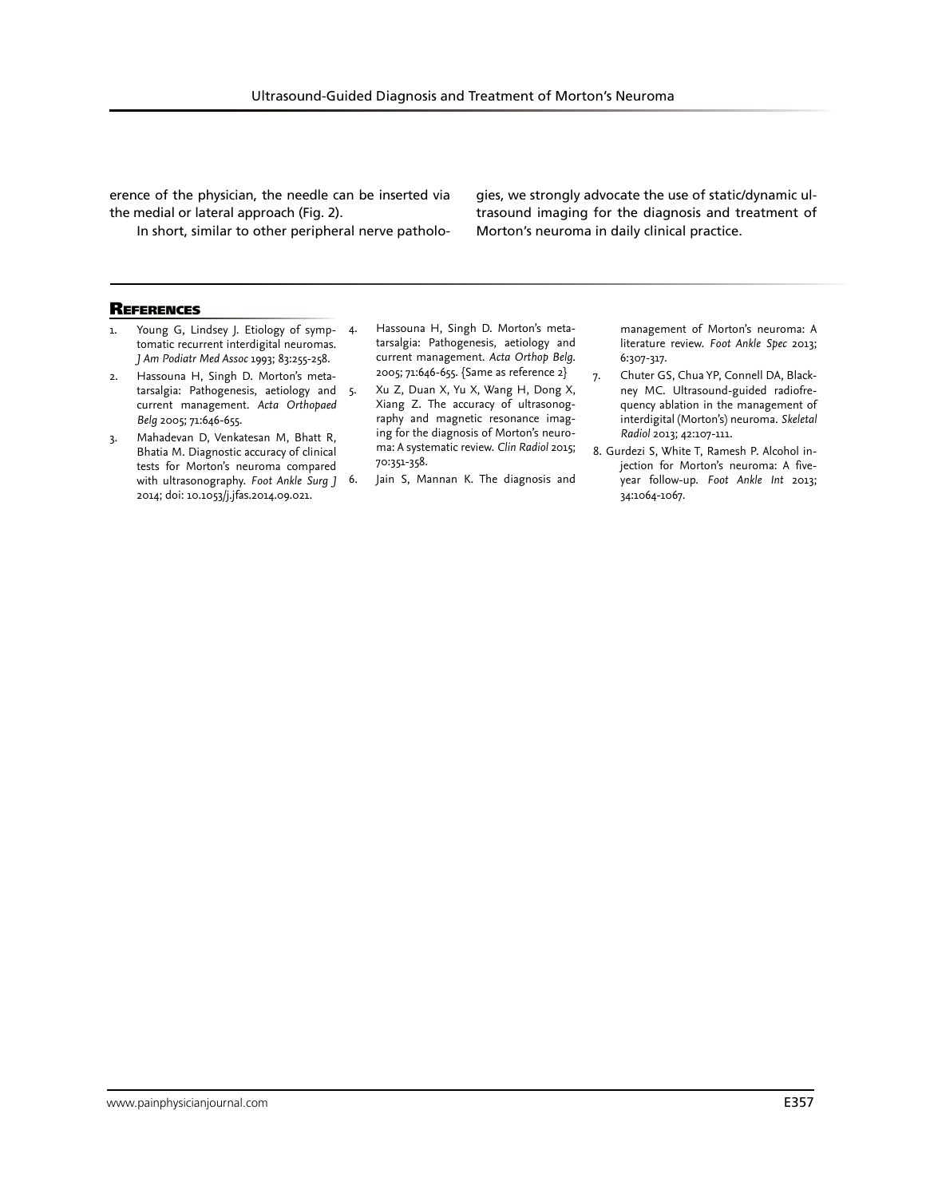erence of the physician, the needle can be inserted via the medial or lateral approach (Fig. 2).

In short, similar to other peripheral nerve pathologies, we strongly advocate the use of static/dynamic ultrasound imaging for the diagnosis and treatment of Morton's neuroma in daily clinical practice.

## References

1. Young G, Lindsey J. Etiology of symptomatic recurrent interdigital neuromas. *J Am Podiatr Med Assoc* 1993; 83:255-258.
2. Hassouna H, Singh D. Morton's metatarsalgia: Pathogenesis, aetiology and current management. *Acta Orthopaed Belg* 2005; 71:646-655.
3. Mahadevan D, Venkatesan M, Bhatt R, Bhatia M. Diagnostic accuracy of clinical tests for Morton's neuroma compared with ultrasonography. *Foot Ankle Surg J* 2014; doi: 10.1053/j.jfas.2014.09.021.
4. Hassouna H, Singh D. Morton's metatarsalgia: Pathogenesis, aetiology and current management. *Acta Orthop Belg.* 2005; 71:646-655. {Same as reference 2}
5. Xu Z, Duan X, Yu X, Wang H, Dong X, Xiang Z. The accuracy of ultrasonography and magnetic resonance imaging for the diagnosis of Morton's neuroma: A systematic review. *Clin Radiol* 2015; 70:351-358.
6. Jain S, Mannan K. The diagnosis and management of Morton's neuroma: A literature review. *Foot Ankle Spec* 2013; 6:307-317.
7. Chuter GS, Chua YP, Connell DA, Blackney MC. Ultrasound-guided radiofrequency ablation in the management of interdigital (Morton's) neuroma. *Skeletal Radiol* 2013; 42:107-111.
8. Gurdezi S, White T, Ramesh P. Alcohol injection for Morton's neuroma: A five-year follow-up. *Foot Ankle Int* 2013; 34:1064-1067.